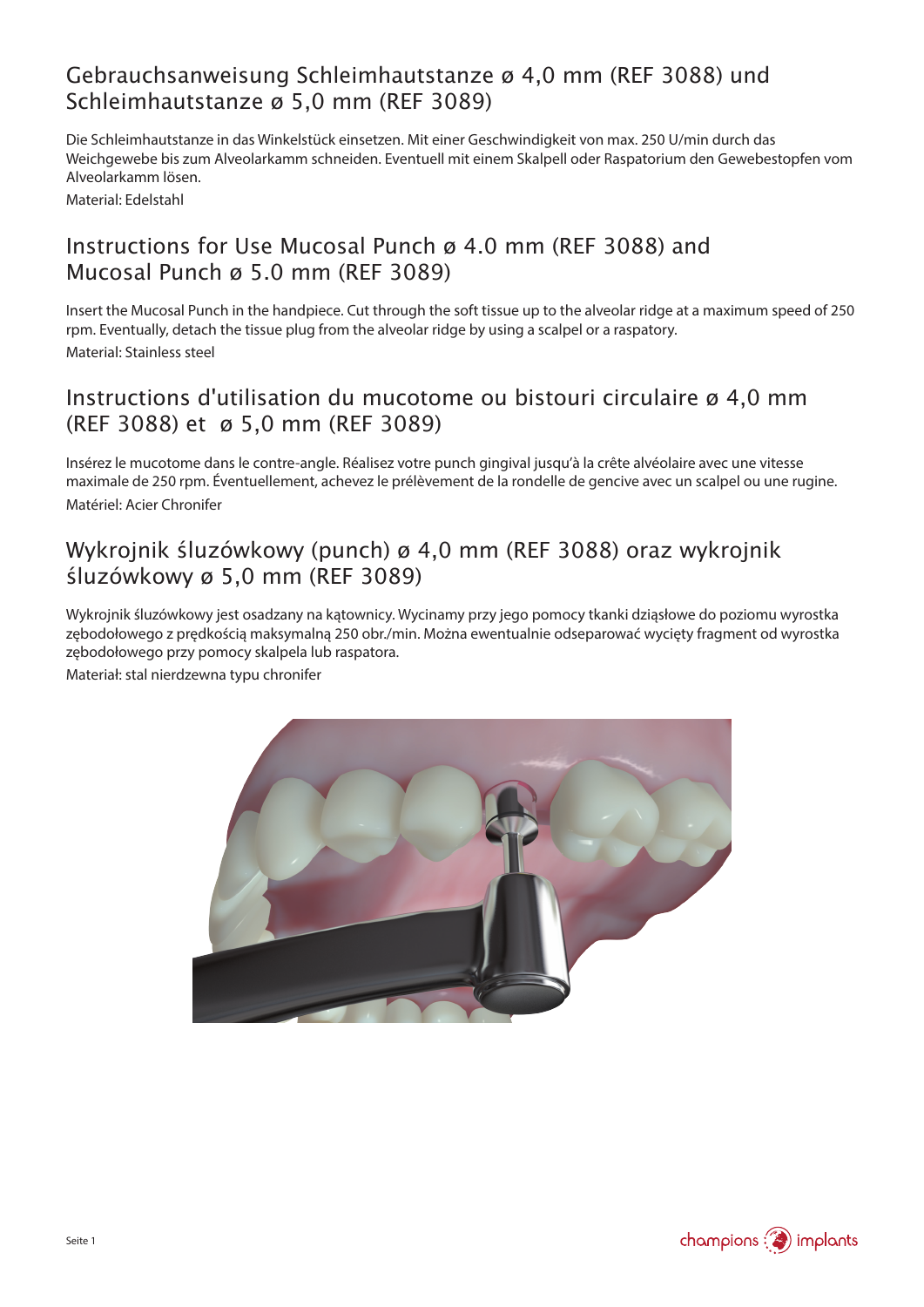## Gebrauchsanweisung Schleimhautstanze ø 4,0 mm (REF 3088) und Schleimhautstanze ø 5,0 mm (REF 3089)

Die Schleimhautstanze in das Winkelstück einsetzen. Mit einer Geschwindigkeit von max. 250 U/min durch das Weichgewebe bis zum Alveolarkamm schneiden. Eventuell mit einem Skalpell oder Raspatorium den Gewebestopfen vom Alveolarkamm lösen.

Material: Edelstahl

## Instructions for Use Mucosal Punch ø 4.0 mm (REF 3088) and Mucosal Punch ø 5.0 mm (REF 3089)

Insert the Mucosal Punch in the handpiece. Cut through the soft tissue up to the alveolar ridge at a maximum speed of 250 rpm. Eventually, detach the tissue plug from the alveolar ridge by using a scalpel or a raspatory.

Material: Stainless steel

## Instructions d'utilisation du mucotome ou bistouri circulaire ø 4,0 mm (REF 3088) et ø 5,0 mm (REF 3089)

Insérez le mucotome dans le contre-angle. Réalisez votre punch gingival jusqu'à la crête alvéolaire avec une vitesse maximale de 250 rpm. Éventuellement, achevez le prélèvement de la rondelle de gencive avec un scalpel ou une rugine.

Matériel: Acier Chronifer

## Wykrojnik śluzówkowy (punch) ø 4,0 mm (REF 3088) oraz wykrojnik śluzówkowy ø 5,0 mm (REF 3089)

Wykrojnik śluzówkowy jest osadzany na kątownicy. Wycinamy przy jego pomocy tkanki dziąsłowe do poziomu wyrostka zębodołowego z prędkością maksymalną 250 obr./min. Można ewentualnie odseparować wycięty fragment od wyrostka zębodołowego przy pomocy skalpela lub raspatora.

Materiał: stal nierdzewna typu chronifer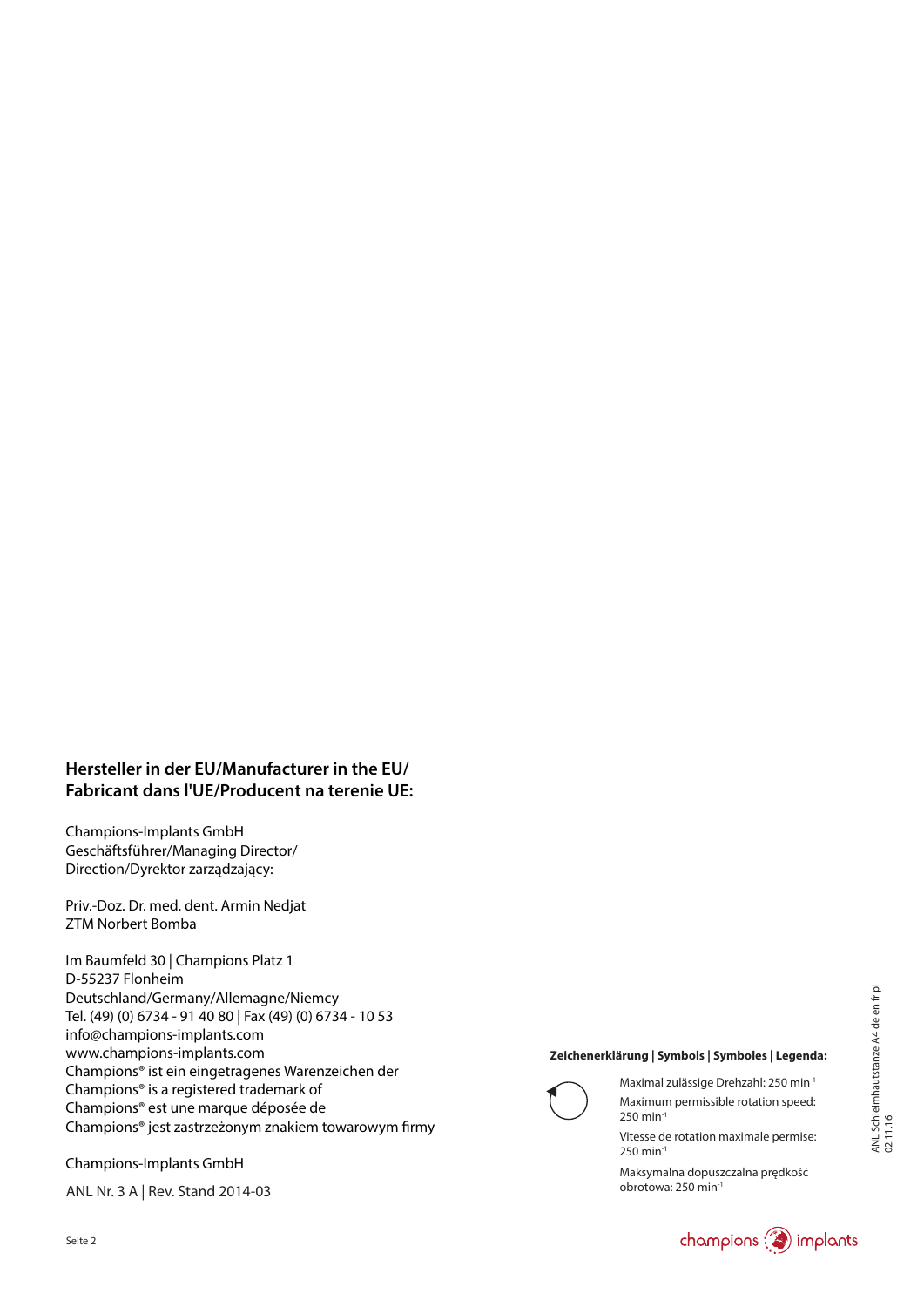**Hersteller in der EU/Manufacturer in the EU/ Fabricant dans l'UE/Producent na terenie UE:**

Champions-Implants GmbH
Geschäftsführer/Managing Director/
Direction/Dyrektor zarządzający:

Priv.-Doz. Dr. med. dent. Armin Nedjat
ZTM Norbert Bomba

Im Baumfeld 30 | Champions Platz 1
D-55237 Flonheim
Deutschland/Germany/Allemagne/Niemcy
Tel. (49) (0) 6734 - 91 40 80 | Fax (49) (0) 6734 - 10 53
info@champions-implants.com
www.champions-implants.com
Champions® ist ein eingetragenes Warenzeichen der
Champions® is a registered trademark of
Champions® est une marque déposée de
Champions® jest zastrzeżonym znakiem towarowym firmy

Champions-Implants GmbH

ANL Nr. 3 A | Rev. Stand 2014-03

**Zeichenerklärung | Symbols | Symboles | Legenda:**

Maximal zulässige Drehzahl: 250 $min^{-1}$

Maximum permissible rotation speed: 250 $min^{-1}$

Vitesse de rotation maximale permise: 250 $min^{-1}$

Maksymalna dopuszczalna prędkość obrotowa: 250 $min^{-1}$

ANL Schleimhautstanze A4 de en fr pl
02.11.16